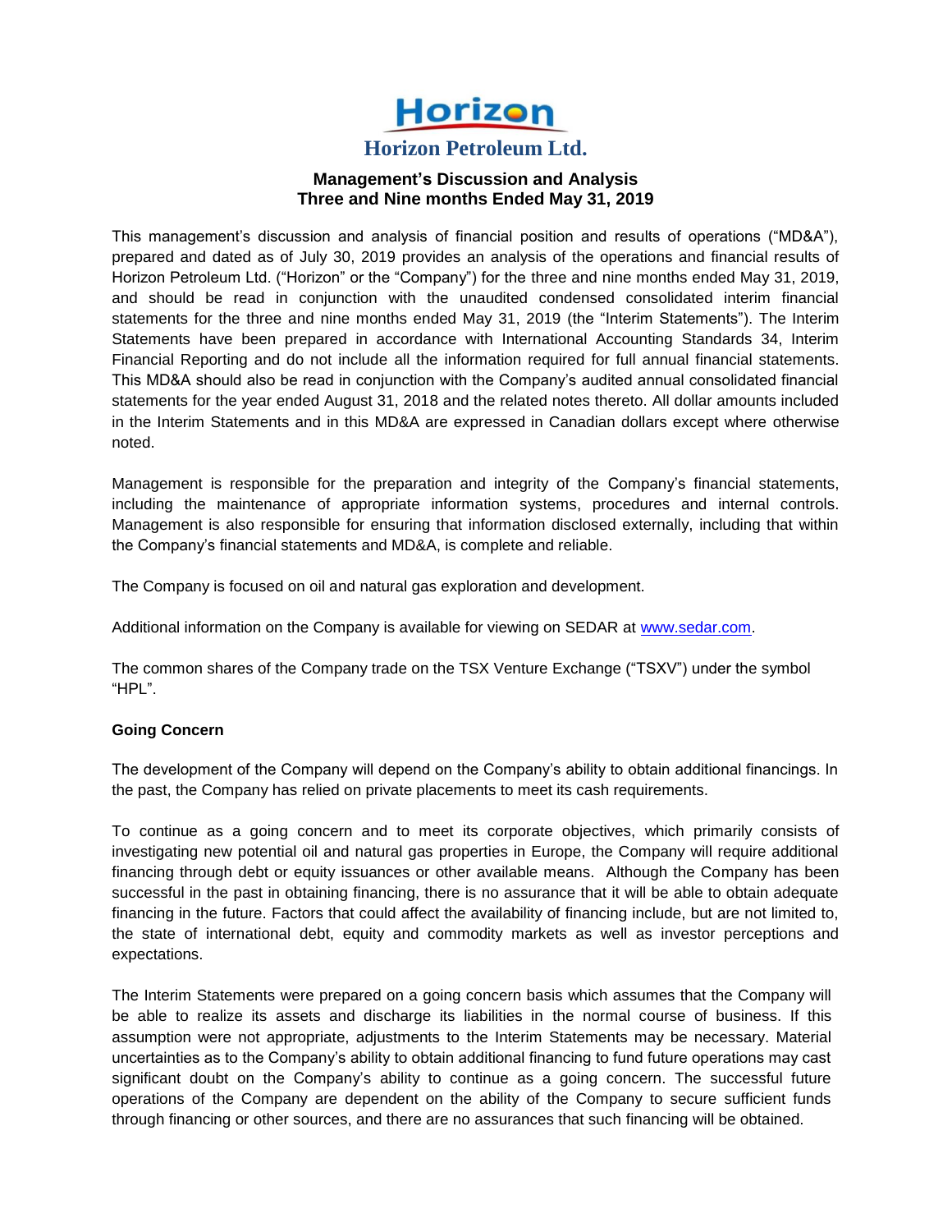# Horizon

## Horizon Petroleum Ltd.

### Management's Discussion and Analysis
### Three and Nine months Ended May 31, 2019

This management's discussion and analysis of financial position and results of operations ("MD&A"), prepared and dated as of July 30, 2019 provides an analysis of the operations and financial results of Horizon Petroleum Ltd. ("Horizon" or the "Company") for the three and nine months ended May 31, 2019, and should be read in conjunction with the unaudited condensed consolidated interim financial statements for the three and nine months ended May 31, 2019 (the "Interim Statements"). The Interim Statements have been prepared in accordance with International Accounting Standards 34, Interim Financial Reporting and do not include all the information required for full annual financial statements. This MD&A should also be read in conjunction with the Company's audited annual consolidated financial statements for the year ended August 31, 2018 and the related notes thereto. All dollar amounts included in the Interim Statements and in this MD&A are expressed in Canadian dollars except where otherwise noted.

Management is responsible for the preparation and integrity of the Company's financial statements, including the maintenance of appropriate information systems, procedures and internal controls. Management is also responsible for ensuring that information disclosed externally, including that within the Company's financial statements and MD&A, is complete and reliable.

The Company is focused on oil and natural gas exploration and development.

Additional information on the Company is available for viewing on SEDAR at www.sedar.com.

The common shares of the Company trade on the TSX Venture Exchange ("TSXV") under the symbol "HPL".

**Going Concern**

The development of the Company will depend on the Company's ability to obtain additional financings. In the past, the Company has relied on private placements to meet its cash requirements.

To continue as a going concern and to meet its corporate objectives, which primarily consists of investigating new potential oil and natural gas properties in Europe, the Company will require additional financing through debt or equity issuances or other available means. Although the Company has been successful in the past in obtaining financing, there is no assurance that it will be able to obtain adequate financing in the future. Factors that could affect the availability of financing include, but are not limited to, the state of international debt, equity and commodity markets as well as investor perceptions and expectations.

The Interim Statements were prepared on a going concern basis which assumes that the Company will be able to realize its assets and discharge its liabilities in the normal course of business. If this assumption were not appropriate, adjustments to the Interim Statements may be necessary. Material uncertainties as to the Company's ability to obtain additional financing to fund future operations may cast significant doubt on the Company's ability to continue as a going concern. The successful future operations of the Company are dependent on the ability of the Company to secure sufficient funds through financing or other sources, and there are no assurances that such financing will be obtained.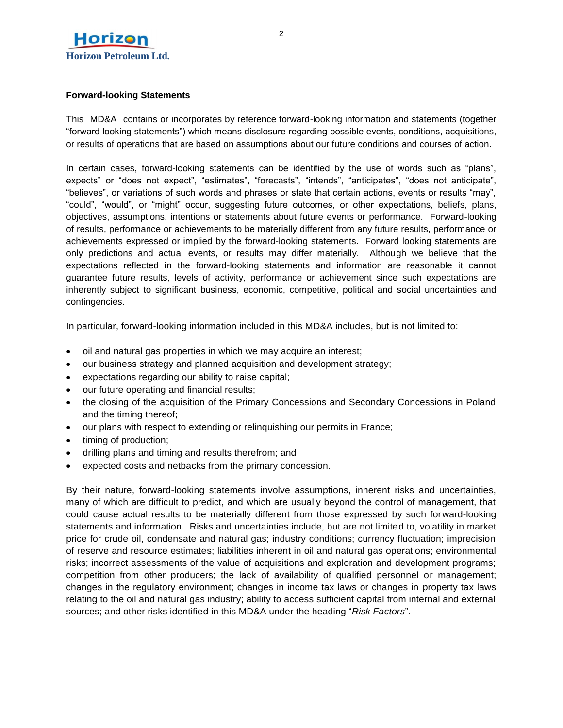## Forward-looking Statements

This MD&A contains or incorporates by reference forward-looking information and statements (together "forward looking statements") which means disclosure regarding possible events, conditions, acquisitions, or results of operations that are based on assumptions about our future conditions and courses of action.

In certain cases, forward-looking statements can be identified by the use of words such as "plans", expects" or "does not expect", "estimates", "forecasts", "intends", "anticipates", "does not anticipate", "believes", or variations of such words and phrases or state that certain actions, events or results "may", "could", "would", or "might" occur, suggesting future outcomes, or other expectations, beliefs, plans, objectives, assumptions, intentions or statements about future events or performance. Forward-looking of results, performance or achievements to be materially different from any future results, performance or achievements expressed or implied by the forward-looking statements. Forward looking statements are only predictions and actual events, or results may differ materially. Although we believe that the expectations reflected in the forward-looking statements and information are reasonable it cannot guarantee future results, levels of activity, performance or achievement since such expectations are inherently subject to significant business, economic, competitive, political and social uncertainties and contingencies.

In particular, forward-looking information included in this MD&A includes, but is not limited to:

- oil and natural gas properties in which we may acquire an interest;
- our business strategy and planned acquisition and development strategy;
- expectations regarding our ability to raise capital;
- our future operating and financial results;
- the closing of the acquisition of the Primary Concessions and Secondary Concessions in Poland and the timing thereof;
- our plans with respect to extending or relinquishing our permits in France;
- timing of production;
- drilling plans and timing and results therefrom; and
- expected costs and netbacks from the primary concession.

By their nature, forward-looking statements involve assumptions, inherent risks and uncertainties, many of which are difficult to predict, and which are usually beyond the control of management, that could cause actual results to be materially different from those expressed by such forward-looking statements and information. Risks and uncertainties include, but are not limited to, volatility in market price for crude oil, condensate and natural gas; industry conditions; currency fluctuation; imprecision of reserve and resource estimates; liabilities inherent in oil and natural gas operations; environmental risks; incorrect assessments of the value of acquisitions and exploration and development programs; competition from other producers; the lack of availability of qualified personnel or management; changes in the regulatory environment; changes in income tax laws or changes in property tax laws relating to the oil and natural gas industry; ability to access sufficient capital from internal and external sources; and other risks identified in this MD&A under the heading "*Risk Factors*".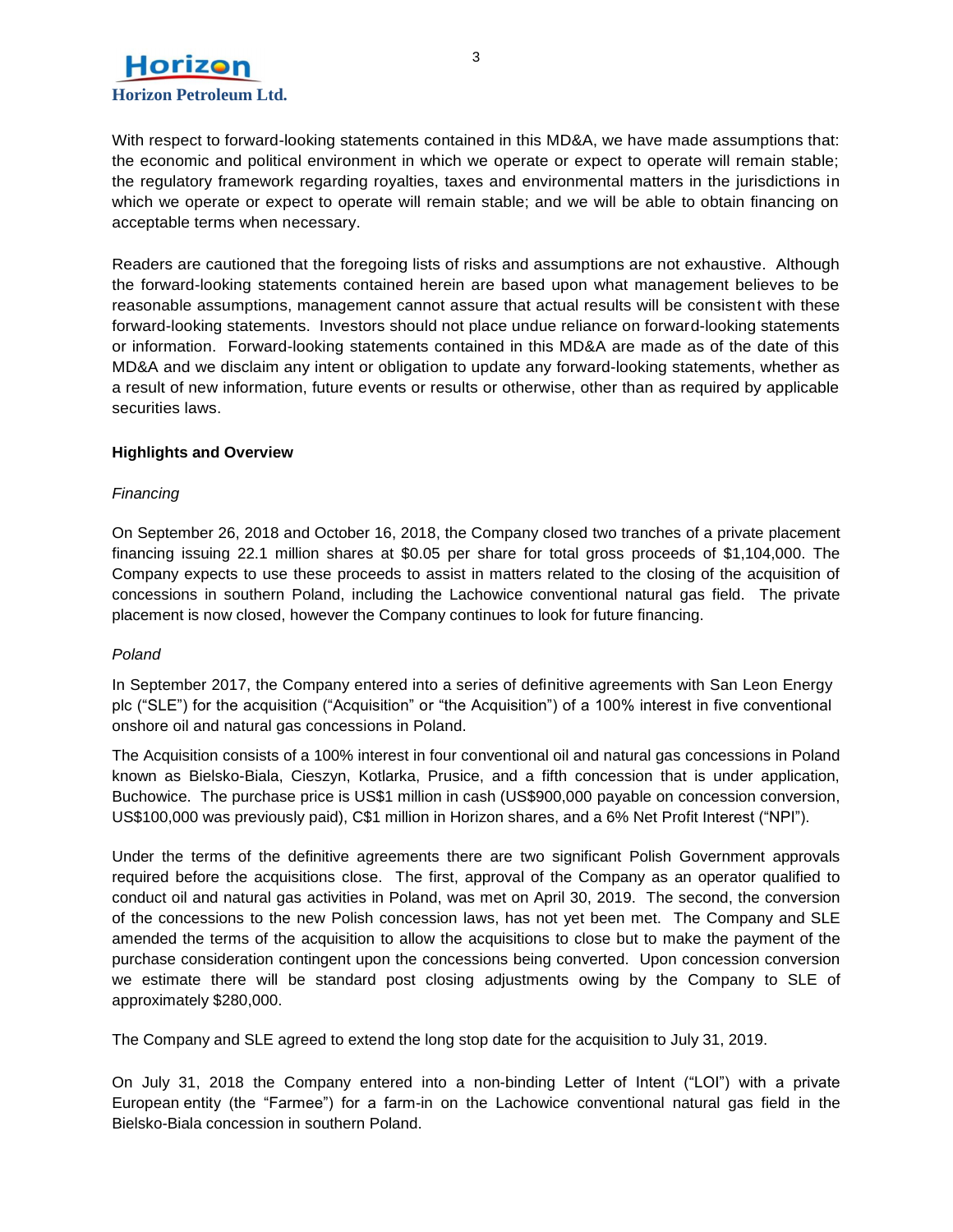With respect to forward-looking statements contained in this MD&A, we have made assumptions that: the economic and political environment in which we operate or expect to operate will remain stable; the regulatory framework regarding royalties, taxes and environmental matters in the jurisdictions in which we operate or expect to operate will remain stable; and we will be able to obtain financing on acceptable terms when necessary.

Readers are cautioned that the foregoing lists of risks and assumptions are not exhaustive. Although the forward-looking statements contained herein are based upon what management believes to be reasonable assumptions, management cannot assure that actual results will be consistent with these forward-looking statements. Investors should not place undue reliance on forward-looking statements or information. Forward-looking statements contained in this MD&A are made as of the date of this MD&A and we disclaim any intent or obligation to update any forward-looking statements, whether as a result of new information, future events or results or otherwise, other than as required by applicable securities laws.

**Highlights and Overview**

*Financing*

On September 26, 2018 and October 16, 2018, the Company closed two tranches of a private placement financing issuing 22.1 million shares at $0.05 per share for total gross proceeds of $1,104,000. The Company expects to use these proceeds to assist in matters related to the closing of the acquisition of concessions in southern Poland, including the Lachowice conventional natural gas field. The private placement is now closed, however the Company continues to look for future financing.

*Poland*

In September 2017, the Company entered into a series of definitive agreements with San Leon Energy plc ("SLE") for the acquisition ("Acquisition" or "the Acquisition") of a 100% interest in five conventional onshore oil and natural gas concessions in Poland.

The Acquisition consists of a 100% interest in four conventional oil and natural gas concessions in Poland known as Bielsko-Biala, Cieszyn, Kotlarka, Prusice, and a fifth concession that is under application, Buchowice. The purchase price is US$1 million in cash (US$900,000 payable on concession conversion, US$100,000 was previously paid), C$1 million in Horizon shares, and a 6% Net Profit Interest ("NPI").

Under the terms of the definitive agreements there are two significant Polish Government approvals required before the acquisitions close. The first, approval of the Company as an operator qualified to conduct oil and natural gas activities in Poland, was met on April 30, 2019. The second, the conversion of the concessions to the new Polish concession laws, has not yet been met. The Company and SLE amended the terms of the acquisition to allow the acquisitions to close but to make the payment of the purchase consideration contingent upon the concessions being converted. Upon concession conversion we estimate there will be standard post closing adjustments owing by the Company to SLE of approximately $280,000.

The Company and SLE agreed to extend the long stop date for the acquisition to July 31, 2019.

On July 31, 2018 the Company entered into a non-binding Letter of Intent ("LOI") with a private European entity (the "Farmee") for a farm-in on the Lachowice conventional natural gas field in the Bielsko-Biala concession in southern Poland.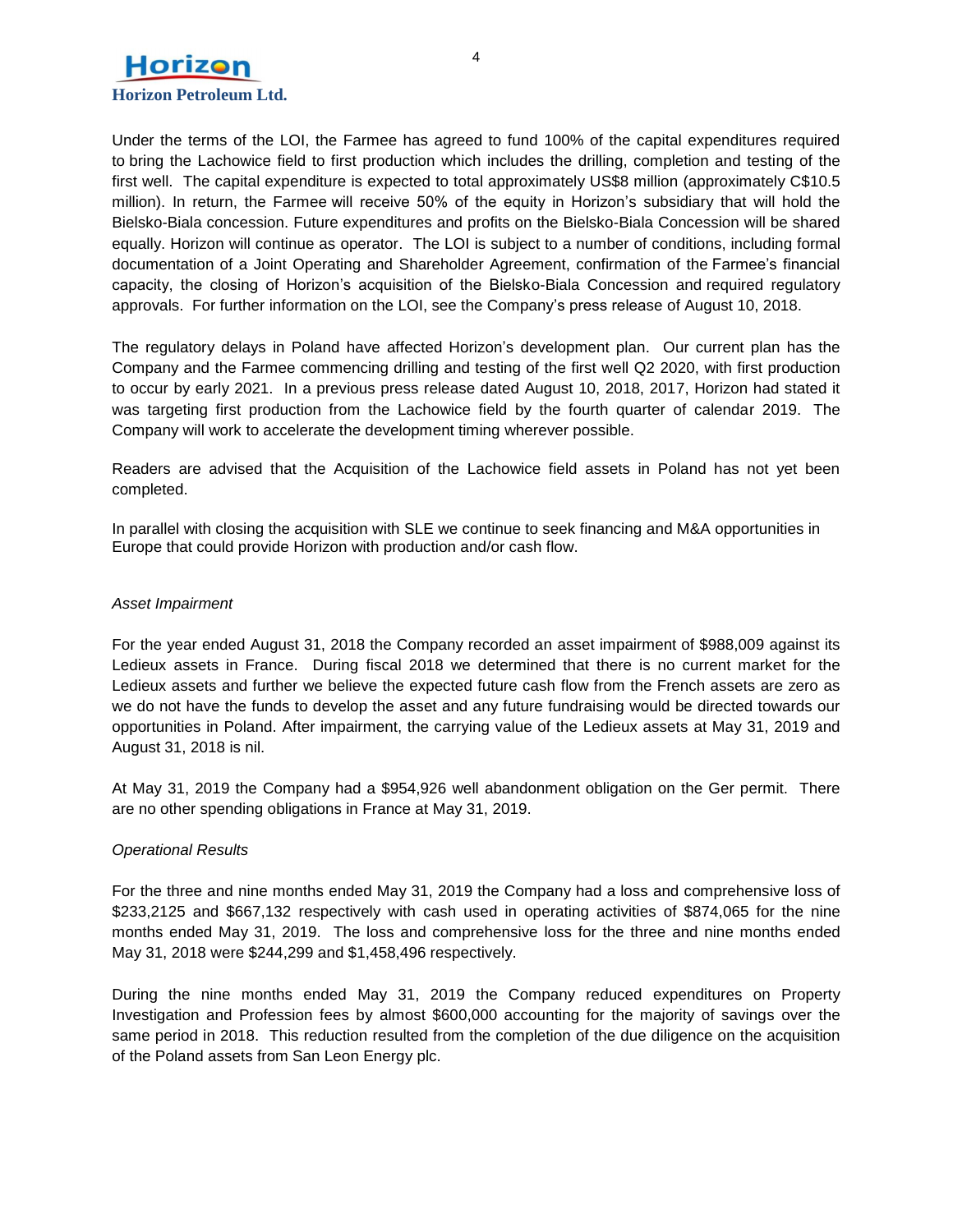Under the terms of the LOI, the Farmee has agreed to fund 100% of the capital expenditures required to bring the Lachowice field to first production which includes the drilling, completion and testing of the first well. The capital expenditure is expected to total approximately US$8 million (approximately C$10.5 million). In return, the Farmee will receive 50% of the equity in Horizon's subsidiary that will hold the Bielsko-Biala concession. Future expenditures and profits on the Bielsko-Biala Concession will be shared equally. Horizon will continue as operator. The LOI is subject to a number of conditions, including formal documentation of a Joint Operating and Shareholder Agreement, confirmation of the Farmee's financial capacity, the closing of Horizon's acquisition of the Bielsko-Biala Concession and required regulatory approvals. For further information on the LOI, see the Company's press release of August 10, 2018.

The regulatory delays in Poland have affected Horizon's development plan. Our current plan has the Company and the Farmee commencing drilling and testing of the first well Q2 2020, with first production to occur by early 2021. In a previous press release dated August 10, 2018, 2017, Horizon had stated it was targeting first production from the Lachowice field by the fourth quarter of calendar 2019. The Company will work to accelerate the development timing wherever possible.

Readers are advised that the Acquisition of the Lachowice field assets in Poland has not yet been completed.

In parallel with closing the acquisition with SLE we continue to seek financing and M&A opportunities in Europe that could provide Horizon with production and/or cash flow.

*Asset Impairment*

For the year ended August 31, 2018 the Company recorded an asset impairment of $988,009 against its Ledieux assets in France. During fiscal 2018 we determined that there is no current market for the Ledieux assets and further we believe the expected future cash flow from the French assets are zero as we do not have the funds to develop the asset and any future fundraising would be directed towards our opportunities in Poland. After impairment, the carrying value of the Ledieux assets at May 31, 2019 and August 31, 2018 is nil.

At May 31, 2019 the Company had a $954,926 well abandonment obligation on the Ger permit. There are no other spending obligations in France at May 31, 2019.

*Operational Results*

For the three and nine months ended May 31, 2019 the Company had a loss and comprehensive loss of $233,2125 and $667,132 respectively with cash used in operating activities of $874,065 for the nine months ended May 31, 2019. The loss and comprehensive loss for the three and nine months ended May 31, 2018 were $244,299 and $1,458,496 respectively.

During the nine months ended May 31, 2019 the Company reduced expenditures on Property Investigation and Profession fees by almost $600,000 accounting for the majority of savings over the same period in 2018. This reduction resulted from the completion of the due diligence on the acquisition of the Poland assets from San Leon Energy plc.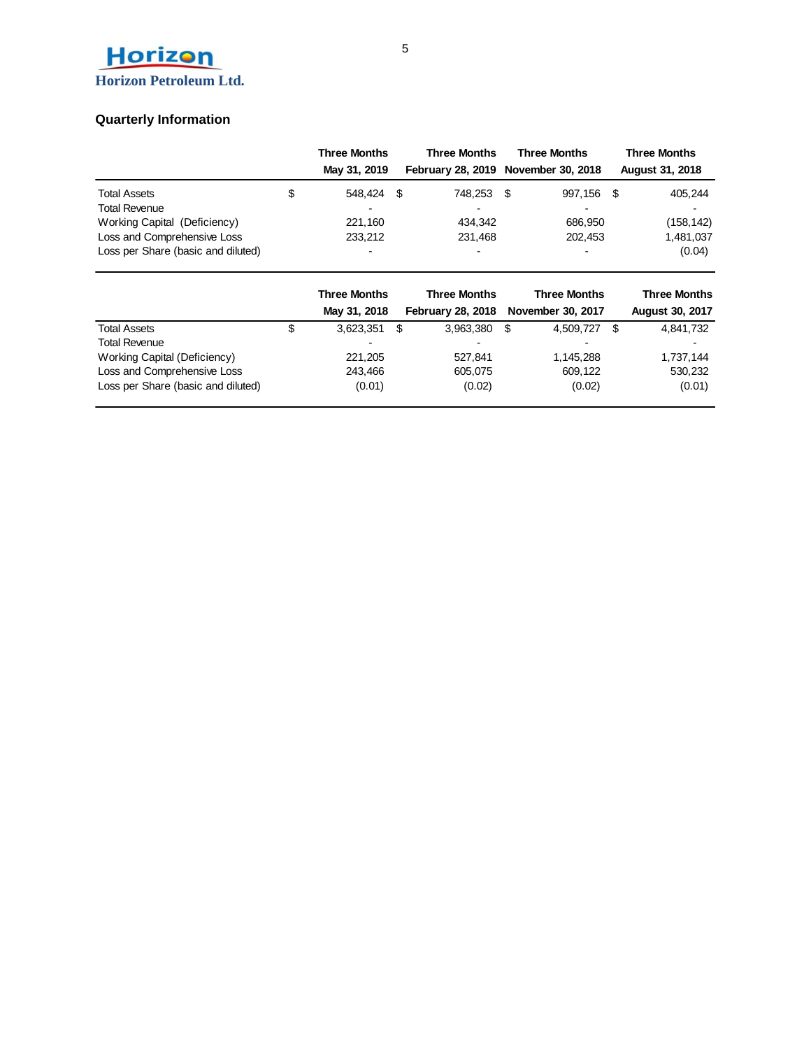## Quarterly Information

| | Three Months May 31, 2019 | Three Months February 28, 2019 | Three Months November 30, 2018 | Three Months August 31, 2018 |
|---|---|---|---|---|
| Total Assets | $ 548,424 | $ 748,253 | $ 997,156 | $ 405,244 |
| Total Revenue | - | - | - | - |
| Working Capital (Deficiency) | 221,160 | 434,342 | 686,950 | (158,142) |
| Loss and Comprehensive Loss | 233,212 | 231,468 | 202,453 | 1,481,037 |
| Loss per Share (basic and diluted) | - | - | - | (0.04) |

| | Three Months May 31, 2018 | Three Months February 28, 2018 | Three Months November 30, 2017 | Three Months August 30, 2017 |
|---|---|---|---|---|
| Total Assets | $ 3,623,351 | $ 3,963,380 | $ 4,509,727 | $ 4,841,732 |
| Total Revenue | - | - | - | - |
| Working Capital (Deficiency) | 221,205 | 527,841 | 1,145,288 | 1,737,144 |
| Loss and Comprehensive Loss | 243,466 | 605,075 | 609,122 | 530,232 |
| Loss per Share (basic and diluted) | (0.01) | (0.02) | (0.02) | (0.01) |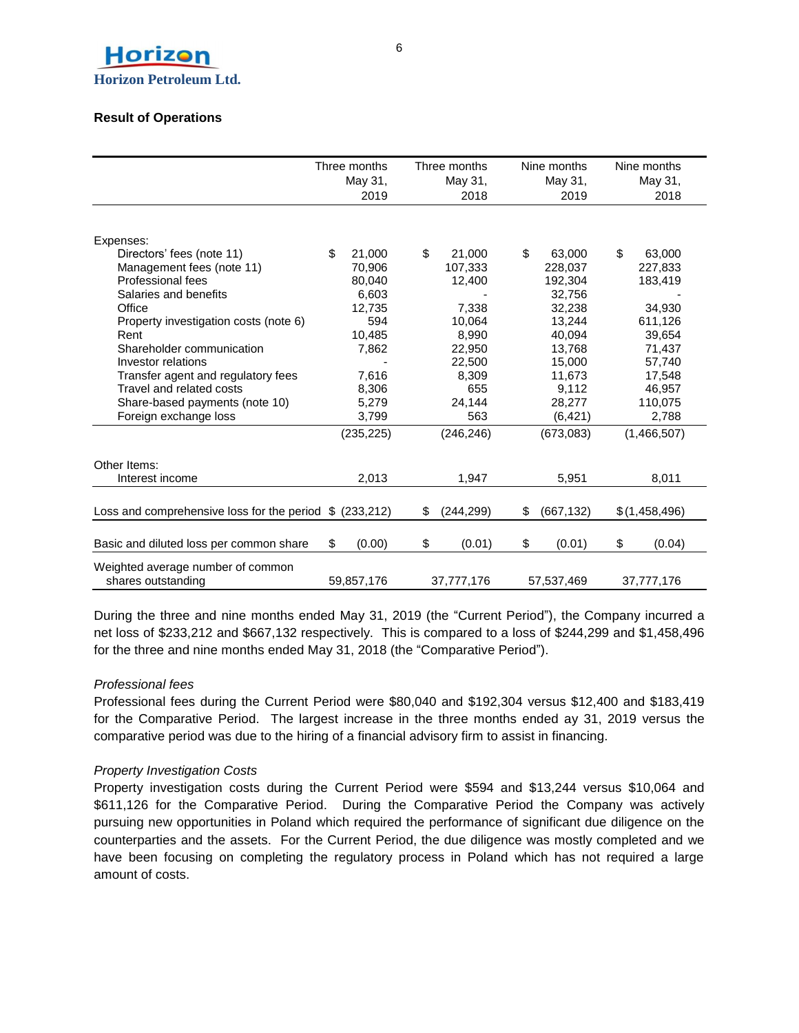## Result of Operations

| | Three months May 31, 2019 | Three months May 31, 2018 | Nine months May 31, 2019 | Nine months May 31, 2018 |
|---|---|---|---|---|
| Expenses: | | | | |
| Directors' fees (note 11) | $ 21,000 | $ 21,000 | $ 63,000 | $ 63,000 |
| Management fees (note 11) | 70,906 | 107,333 | 228,037 | 227,833 |
| Professional fees | 80,040 | 12,400 | 192,304 | 183,419 |
| Salaries and benefits | 6,603 | - | 32,756 | - |
| Office | 12,735 | 7,338 | 32,238 | 34,930 |
| Property investigation costs (note 6) | 594 | 10,064 | 13,244 | 611,126 |
| Rent | 10,485 | 8,990 | 40,094 | 39,654 |
| Shareholder communication | 7,862 | 22,950 | 13,768 | 71,437 |
| Investor relations | - | 22,500 | 15,000 | 57,740 |
| Transfer agent and regulatory fees | 7,616 | 8,309 | 11,673 | 17,548 |
| Travel and related costs | 8,306 | 655 | 9,112 | 46,957 |
| Share-based payments (note 10) | 5,279 | 24,144 | 28,277 | 110,075 |
| Foreign exchange loss | 3,799 | 563 | (6,421) | 2,788 |
| | (235,225) | (246,246) | (673,083) | (1,466,507) |
| Other Items: | | | | |
| Interest income | 2,013 | 1,947 | 5,951 | 8,011 |
| Loss and comprehensive loss for the period | $ (233,212) | $ (244,299) | $ (667,132) | $ (1,458,496) |
| Basic and diluted loss per common share | $ (0.00) | $ (0.01) | $ (0.01) | $ (0.04) |
| Weighted average number of common shares outstanding | 59,857,176 | 37,777,176 | 57,537,469 | 37,777,176 |

During the three and nine months ended May 31, 2019 (the "Current Period"), the Company incurred a net loss of $233,212 and $667,132 respectively. This is compared to a loss of $244,299 and $1,458,496 for the three and nine months ended May 31, 2018 (the "Comparative Period").

*Professional fees*

Professional fees during the Current Period were $80,040 and $192,304 versus $12,400 and $183,419 for the Comparative Period. The largest increase in the three months ended ay 31, 2019 versus the comparative period was due to the hiring of a financial advisory firm to assist in financing.

*Property Investigation Costs*

Property investigation costs during the Current Period were $594 and $13,244 versus $10,064 and $611,126 for the Comparative Period. During the Comparative Period the Company was actively pursuing new opportunities in Poland which required the performance of significant due diligence on the counterparties and the assets. For the Current Period, the due diligence was mostly completed and we have been focusing on completing the regulatory process in Poland which has not required a large amount of costs.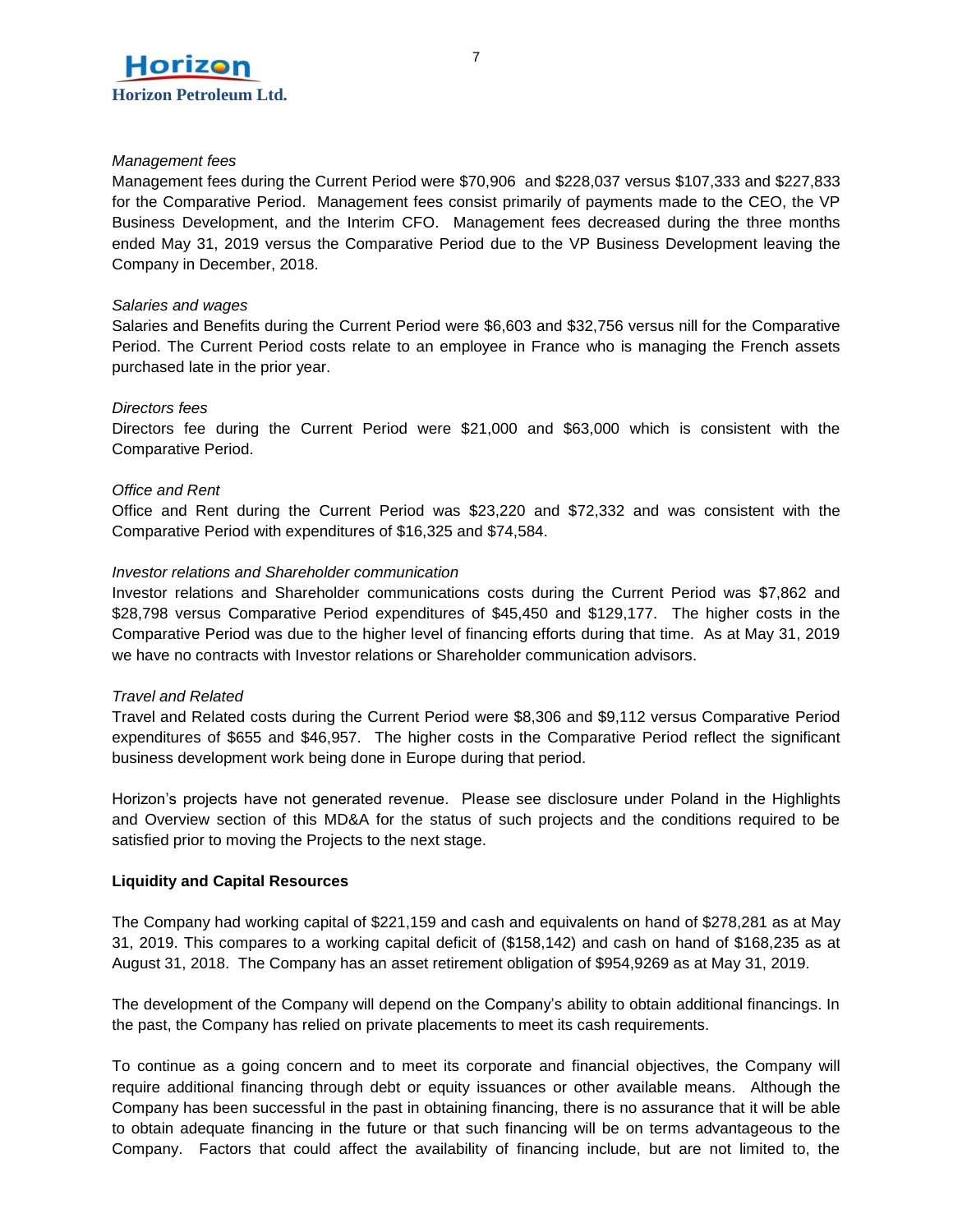*Management fees*

Management fees during the Current Period were $70,906 and $228,037 versus $107,333 and $227,833 for the Comparative Period. Management fees consist primarily of payments made to the CEO, the VP Business Development, and the Interim CFO. Management fees decreased during the three months ended May 31, 2019 versus the Comparative Period due to the VP Business Development leaving the Company in December, 2018.

*Salaries and wages*

Salaries and Benefits during the Current Period were $6,603 and $32,756 versus nill for the Comparative Period. The Current Period costs relate to an employee in France who is managing the French assets purchased late in the prior year.

*Directors fees*

Directors fee during the Current Period were $21,000 and $63,000 which is consistent with the Comparative Period.

*Office and Rent*

Office and Rent during the Current Period was $23,220 and $72,332 and was consistent with the Comparative Period with expenditures of $16,325 and $74,584.

*Investor relations and Shareholder communication*

Investor relations and Shareholder communications costs during the Current Period was $7,862 and $28,798 versus Comparative Period expenditures of $45,450 and $129,177. The higher costs in the Comparative Period was due to the higher level of financing efforts during that time. As at May 31, 2019 we have no contracts with Investor relations or Shareholder communication advisors.

*Travel and Related*

Travel and Related costs during the Current Period were $8,306 and $9,112 versus Comparative Period expenditures of $655 and $46,957. The higher costs in the Comparative Period reflect the significant business development work being done in Europe during that period.

Horizon's projects have not generated revenue. Please see disclosure under Poland in the Highlights and Overview section of this MD&A for the status of such projects and the conditions required to be satisfied prior to moving the Projects to the next stage.

**Liquidity and Capital Resources**

The Company had working capital of $221,159 and cash and equivalents on hand of $278,281 as at May 31, 2019. This compares to a working capital deficit of ($158,142) and cash on hand of $168,235 as at August 31, 2018. The Company has an asset retirement obligation of $954,9269 as at May 31, 2019.

The development of the Company will depend on the Company's ability to obtain additional financings. In the past, the Company has relied on private placements to meet its cash requirements.

To continue as a going concern and to meet its corporate and financial objectives, the Company will require additional financing through debt or equity issuances or other available means. Although the Company has been successful in the past in obtaining financing, there is no assurance that it will be able to obtain adequate financing in the future or that such financing will be on terms advantageous to the Company. Factors that could affect the availability of financing include, but are not limited to, the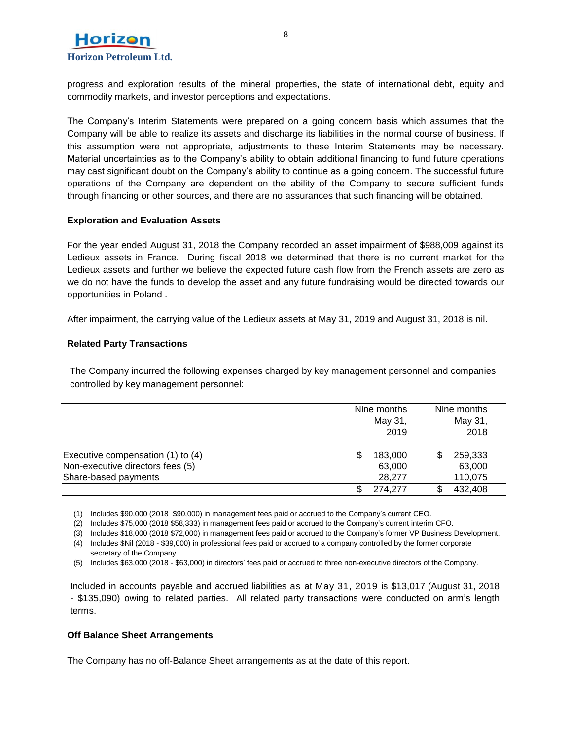progress and exploration results of the mineral properties, the state of international debt, equity and commodity markets, and investor perceptions and expectations.

The Company's Interim Statements were prepared on a going concern basis which assumes that the Company will be able to realize its assets and discharge its liabilities in the normal course of business. If this assumption were not appropriate, adjustments to these Interim Statements may be necessary. Material uncertainties as to the Company's ability to obtain additional financing to fund future operations may cast significant doubt on the Company's ability to continue as a going concern. The successful future operations of the Company are dependent on the ability of the Company to secure sufficient funds through financing or other sources, and there are no assurances that such financing will be obtained.

**Exploration and Evaluation Assets**

For the year ended August 31, 2018 the Company recorded an asset impairment of $988,009 against its Ledieux assets in France. During fiscal 2018 we determined that there is no current market for the Ledieux assets and further we believe the expected future cash flow from the French assets are zero as we do not have the funds to develop the asset and any future fundraising would be directed towards our opportunities in Poland .

After impairment, the carrying value of the Ledieux assets at May 31, 2019 and August 31, 2018 is nil.

**Related Party Transactions**

The Company incurred the following expenses charged by key management personnel and companies controlled by key management personnel:

| | Nine months May 31, 2019 | Nine months May 31, 2018 |
|---|---|---|
| Executive compensation (1) to (4) | $ 183,000 | $ 259,333 |
| Non-executive directors fees (5) | 63,000 | 63,000 |
| Share-based payments | 28,277 | 110,075 |
| | $ 274,277 | $ 432,408 |

(1) Includes $90,000 (2018 $90,000) in management fees paid or accrued to the Company's current CEO.

(2) Includes $75,000 (2018 $58,333) in management fees paid or accrued to the Company's current interim CFO.

(3) Includes $18,000 (2018 $72,000) in management fees paid or accrued to the Company's former VP Business Development.

(4) Includes $Nil (2018 - $39,000) in professional fees paid or accrued to a company controlled by the former corporate secretary of the Company.

(5) Includes $63,000 (2018 - $63,000) in directors' fees paid or accrued to three non-executive directors of the Company.

Included in accounts payable and accrued liabilities as at May 31, 2019 is $13,017 (August 31, 2018 - $135,090) owing to related parties. All related party transactions were conducted on arm's length terms.

**Off Balance Sheet Arrangements**

The Company has no off-Balance Sheet arrangements as at the date of this report.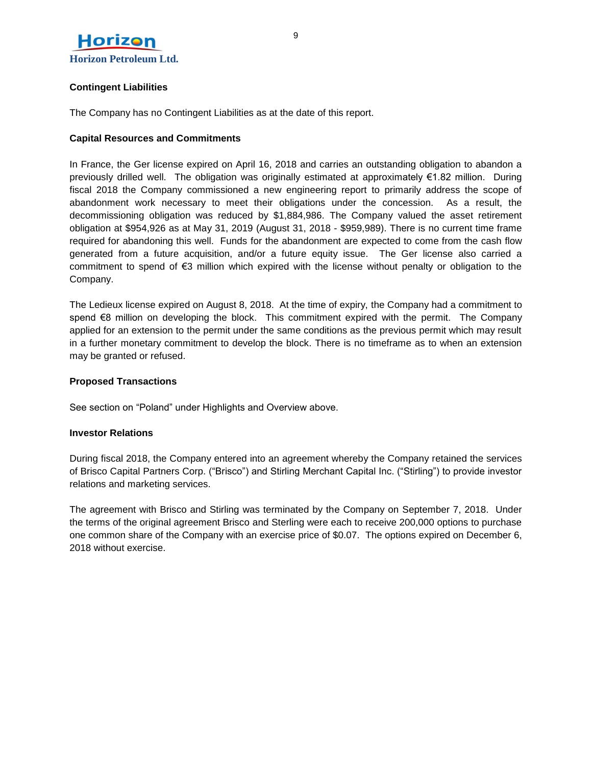### Contingent Liabilities

The Company has no Contingent Liabilities as at the date of this report.

### Capital Resources and Commitments

In France, the Ger license expired on April 16, 2018 and carries an outstanding obligation to abandon a previously drilled well. The obligation was originally estimated at approximately €1.82 million. During fiscal 2018 the Company commissioned a new engineering report to primarily address the scope of abandonment work necessary to meet their obligations under the concession. As a result, the decommissioning obligation was reduced by $1,884,986. The Company valued the asset retirement obligation at $954,926 as at May 31, 2019 (August 31, 2018 - $959,989). There is no current time frame required for abandoning this well. Funds for the abandonment are expected to come from the cash flow generated from a future acquisition, and/or a future equity issue. The Ger license also carried a commitment to spend of €3 million which expired with the license without penalty or obligation to the Company.

The Ledieux license expired on August 8, 2018. At the time of expiry, the Company had a commitment to spend €8 million on developing the block. This commitment expired with the permit. The Company applied for an extension to the permit under the same conditions as the previous permit which may result in a further monetary commitment to develop the block. There is no timeframe as to when an extension may be granted or refused.

### Proposed Transactions

See section on "Poland" under Highlights and Overview above.

### Investor Relations

During fiscal 2018, the Company entered into an agreement whereby the Company retained the services of Brisco Capital Partners Corp. ("Brisco") and Stirling Merchant Capital Inc. ("Stirling") to provide investor relations and marketing services.

The agreement with Brisco and Stirling was terminated by the Company on September 7, 2018. Under the terms of the original agreement Brisco and Sterling were each to receive 200,000 options to purchase one common share of the Company with an exercise price of $0.07. The options expired on December 6, 2018 without exercise.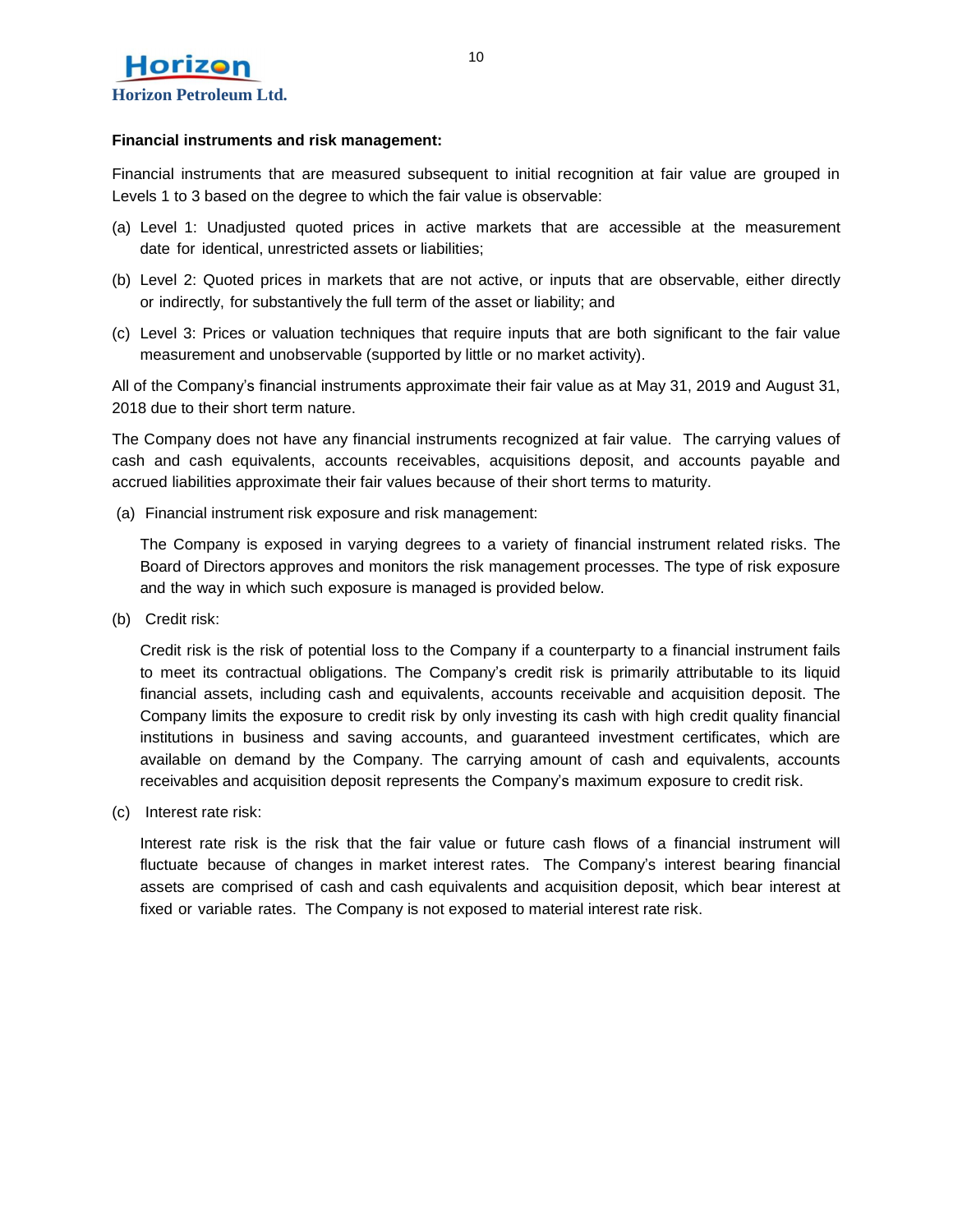**Financial instruments and risk management:**

Financial instruments that are measured subsequent to initial recognition at fair value are grouped in Levels 1 to 3 based on the degree to which the fair value is observable:

(a) Level 1: Unadjusted quoted prices in active markets that are accessible at the measurement date for identical, unrestricted assets or liabilities;

(b) Level 2: Quoted prices in markets that are not active, or inputs that are observable, either directly or indirectly, for substantively the full term of the asset or liability; and

(c) Level 3: Prices or valuation techniques that require inputs that are both significant to the fair value measurement and unobservable (supported by little or no market activity).

All of the Company's financial instruments approximate their fair value as at May 31, 2019 and August 31, 2018 due to their short term nature.

The Company does not have any financial instruments recognized at fair value. The carrying values of cash and cash equivalents, accounts receivables, acquisitions deposit, and accounts payable and accrued liabilities approximate their fair values because of their short terms to maturity.

(a) Financial instrument risk exposure and risk management:

The Company is exposed in varying degrees to a variety of financial instrument related risks. The Board of Directors approves and monitors the risk management processes. The type of risk exposure and the way in which such exposure is managed is provided below.

(b) Credit risk:

Credit risk is the risk of potential loss to the Company if a counterparty to a financial instrument fails to meet its contractual obligations. The Company's credit risk is primarily attributable to its liquid financial assets, including cash and equivalents, accounts receivable and acquisition deposit. The Company limits the exposure to credit risk by only investing its cash with high credit quality financial institutions in business and saving accounts, and guaranteed investment certificates, which are available on demand by the Company. The carrying amount of cash and equivalents, accounts receivables and acquisition deposit represents the Company's maximum exposure to credit risk.

(c) Interest rate risk:

Interest rate risk is the risk that the fair value or future cash flows of a financial instrument will fluctuate because of changes in market interest rates. The Company's interest bearing financial assets are comprised of cash and cash equivalents and acquisition deposit, which bear interest at fixed or variable rates. The Company is not exposed to material interest rate risk.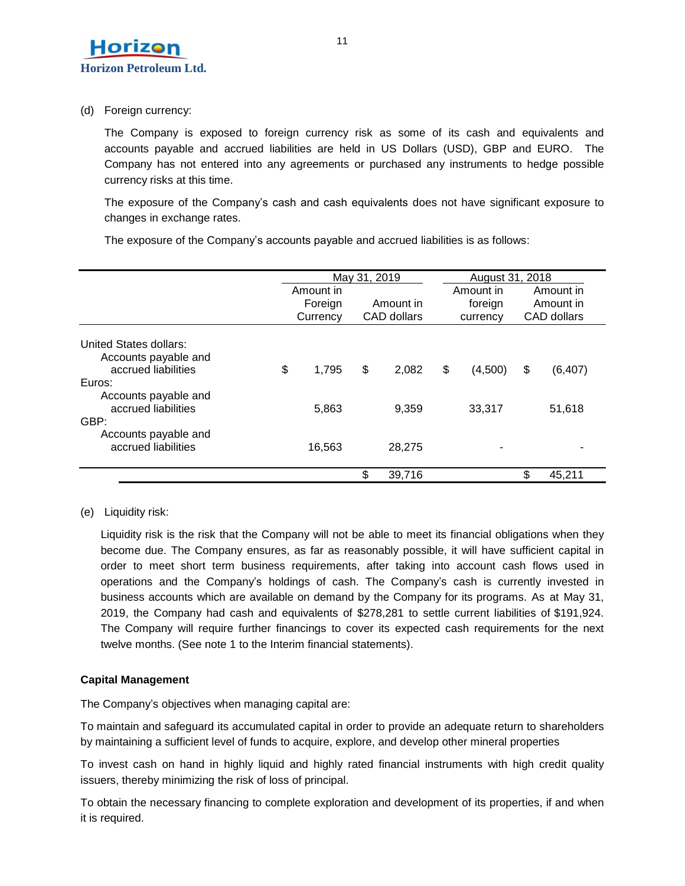(d) Foreign currency:

The Company is exposed to foreign currency risk as some of its cash and equivalents and accounts payable and accrued liabilities are held in US Dollars (USD), GBP and EURO. The Company has not entered into any agreements or purchased any instruments to hedge possible currency risks at this time.

The exposure of the Company's cash and cash equivalents does not have significant exposure to changes in exchange rates.

The exposure of the Company's accounts payable and accrued liabilities is as follows:

| | May 31, 2019 | | August 31, 2018 | |
|---|---|---|---|---|
| | Amount in Foreign Currency | Amount in CAD dollars | Amount in foreign currency | Amount in Amount in CAD dollars |
| United States dollars: | | | | |
| Accounts payable and accrued liabilities | $ 1,795 | $ 2,082 | $ (4,500) | $ (6,407) |
| Euros: | | | | |
| Accounts payable and accrued liabilities | 5,863 | 9,359 | 33,317 | 51,618 |
| GBP: | | | | |
| Accounts payable and accrued liabilities | 16,563 | 28,275 | - | - |
| | | $ 39,716 | | $ 45,211 |

(e) Liquidity risk:

Liquidity risk is the risk that the Company will not be able to meet its financial obligations when they become due. The Company ensures, as far as reasonably possible, it will have sufficient capital in order to meet short term business requirements, after taking into account cash flows used in operations and the Company's holdings of cash. The Company's cash is currently invested in business accounts which are available on demand by the Company for its programs. As at May 31, 2019, the Company had cash and equivalents of $278,281 to settle current liabilities of $191,924. The Company will require further financings to cover its expected cash requirements for the next twelve months. (See note 1 to the Interim financial statements).

**Capital Management**

The Company's objectives when managing capital are:

To maintain and safeguard its accumulated capital in order to provide an adequate return to shareholders by maintaining a sufficient level of funds to acquire, explore, and develop other mineral properties

To invest cash on hand in highly liquid and highly rated financial instruments with high credit quality issuers, thereby minimizing the risk of loss of principal.

To obtain the necessary financing to complete exploration and development of its properties, if and when it is required.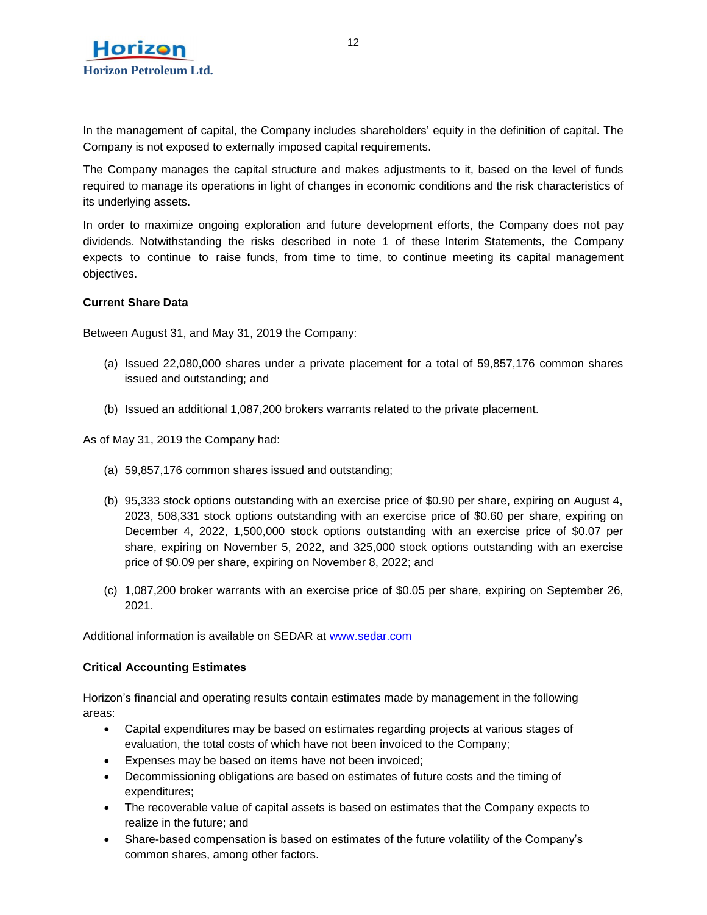In the management of capital, the Company includes shareholders' equity in the definition of capital. The Company is not exposed to externally imposed capital requirements.

The Company manages the capital structure and makes adjustments to it, based on the level of funds required to manage its operations in light of changes in economic conditions and the risk characteristics of its underlying assets.

In order to maximize ongoing exploration and future development efforts, the Company does not pay dividends. Notwithstanding the risks described in note 1 of these Interim Statements, the Company expects to continue to raise funds, from time to time, to continue meeting its capital management objectives.

**Current Share Data**

Between August 31, and May 31, 2019 the Company:

(a) Issued 22,080,000 shares under a private placement for a total of 59,857,176 common shares issued and outstanding; and

(b) Issued an additional 1,087,200 brokers warrants related to the private placement.

As of May 31, 2019 the Company had:

(a) 59,857,176 common shares issued and outstanding;

(b) 95,333 stock options outstanding with an exercise price of $0.90 per share, expiring on August 4, 2023, 508,331 stock options outstanding with an exercise price of $0.60 per share, expiring on December 4, 2022, 1,500,000 stock options outstanding with an exercise price of $0.07 per share, expiring on November 5, 2022, and 325,000 stock options outstanding with an exercise price of $0.09 per share, expiring on November 8, 2022; and

(c) 1,087,200 broker warrants with an exercise price of $0.05 per share, expiring on September 26, 2021.

Additional information is available on SEDAR at www.sedar.com

**Critical Accounting Estimates**

Horizon's financial and operating results contain estimates made by management in the following areas:

- Capital expenditures may be based on estimates regarding projects at various stages of evaluation, the total costs of which have not been invoiced to the Company;
- Expenses may be based on items have not been invoiced;
- Decommissioning obligations are based on estimates of future costs and the timing of expenditures;
- The recoverable value of capital assets is based on estimates that the Company expects to realize in the future; and
- Share-based compensation is based on estimates of the future volatility of the Company's common shares, among other factors.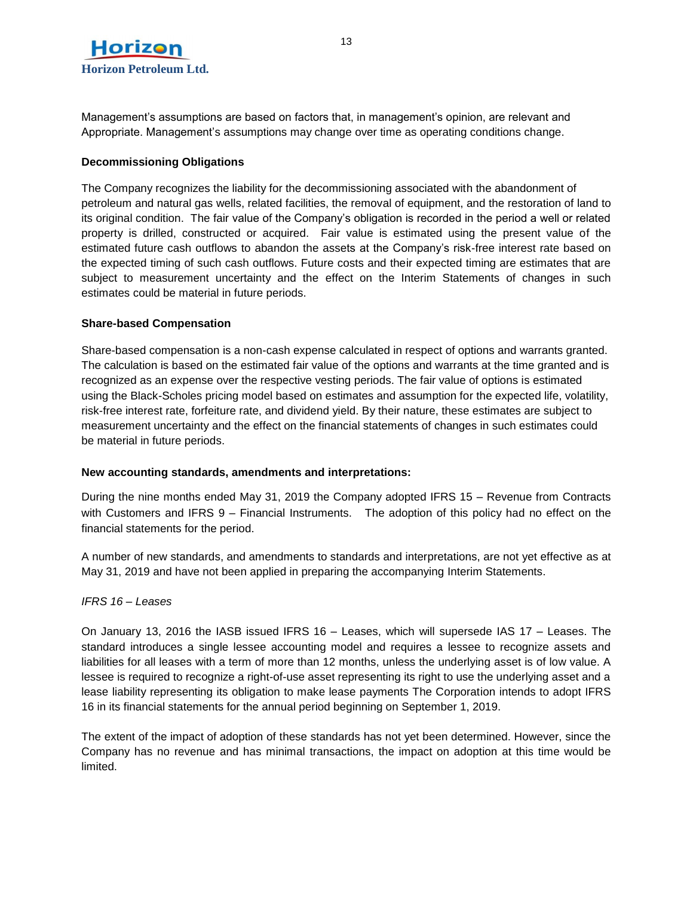Management's assumptions are based on factors that, in management's opinion, are relevant and Appropriate. Management's assumptions may change over time as operating conditions change.

**Decommissioning Obligations**

The Company recognizes the liability for the decommissioning associated with the abandonment of petroleum and natural gas wells, related facilities, the removal of equipment, and the restoration of land to its original condition. The fair value of the Company's obligation is recorded in the period a well or related property is drilled, constructed or acquired. Fair value is estimated using the present value of the estimated future cash outflows to abandon the assets at the Company's risk-free interest rate based on the expected timing of such cash outflows. Future costs and their expected timing are estimates that are subject to measurement uncertainty and the effect on the Interim Statements of changes in such estimates could be material in future periods.

**Share-based Compensation**

Share-based compensation is a non-cash expense calculated in respect of options and warrants granted. The calculation is based on the estimated fair value of the options and warrants at the time granted and is recognized as an expense over the respective vesting periods. The fair value of options is estimated using the Black-Scholes pricing model based on estimates and assumption for the expected life, volatility, risk-free interest rate, forfeiture rate, and dividend yield. By their nature, these estimates are subject to measurement uncertainty and the effect on the financial statements of changes in such estimates could be material in future periods.

**New accounting standards, amendments and interpretations:**

During the nine months ended May 31, 2019 the Company adopted IFRS 15 – Revenue from Contracts with Customers and IFRS 9 – Financial Instruments. The adoption of this policy had no effect on the financial statements for the period.

A number of new standards, and amendments to standards and interpretations, are not yet effective as at May 31, 2019 and have not been applied in preparing the accompanying Interim Statements.

*IFRS 16 – Leases*

On January 13, 2016 the IASB issued IFRS 16 – Leases, which will supersede IAS 17 – Leases. The standard introduces a single lessee accounting model and requires a lessee to recognize assets and liabilities for all leases with a term of more than 12 months, unless the underlying asset is of low value. A lessee is required to recognize a right-of-use asset representing its right to use the underlying asset and a lease liability representing its obligation to make lease payments The Corporation intends to adopt IFRS 16 in its financial statements for the annual period beginning on September 1, 2019.

The extent of the impact of adoption of these standards has not yet been determined. However, since the Company has no revenue and has minimal transactions, the impact on adoption at this time would be limited.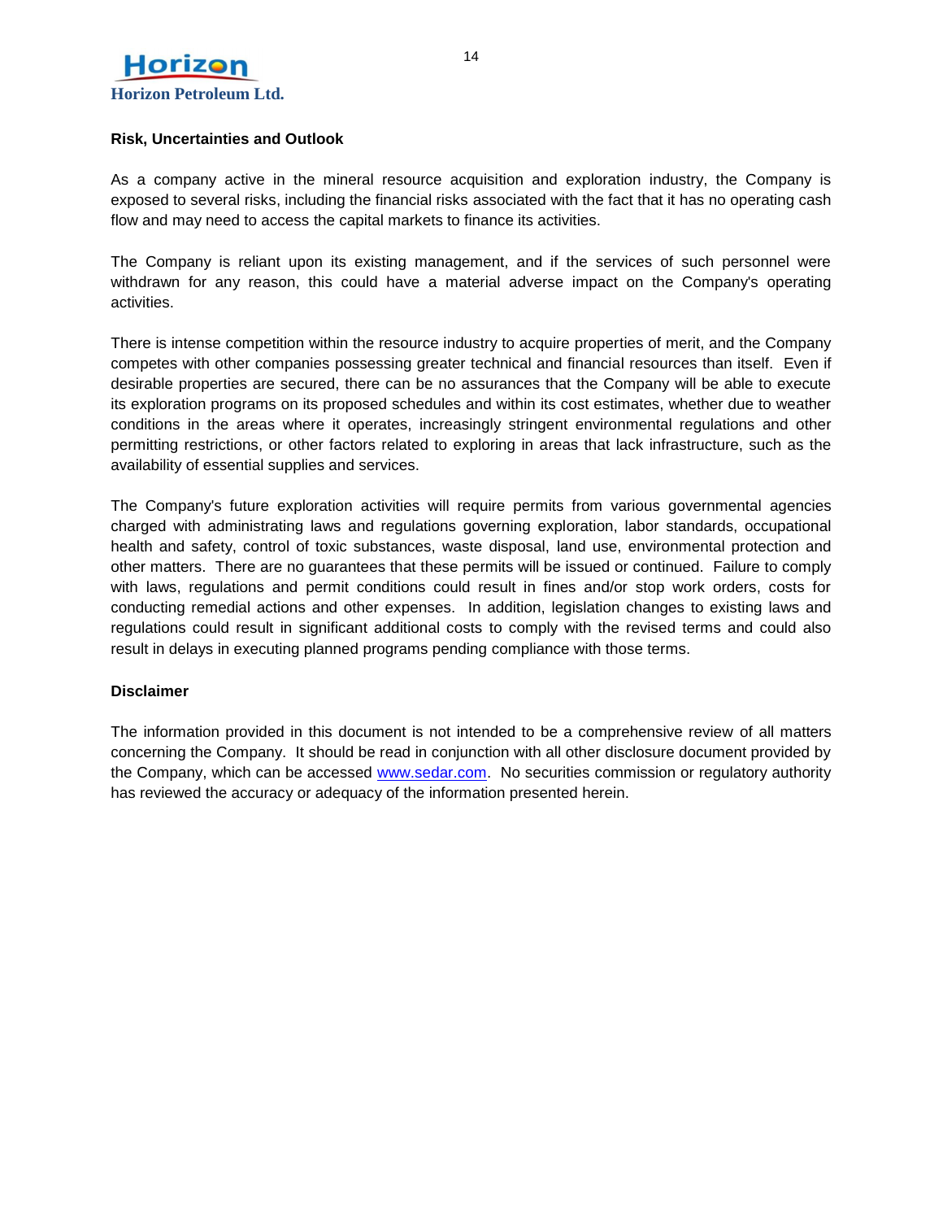**Risk, Uncertainties and Outlook**

As a company active in the mineral resource acquisition and exploration industry, the Company is exposed to several risks, including the financial risks associated with the fact that it has no operating cash flow and may need to access the capital markets to finance its activities.

The Company is reliant upon its existing management, and if the services of such personnel were withdrawn for any reason, this could have a material adverse impact on the Company's operating activities.

There is intense competition within the resource industry to acquire properties of merit, and the Company competes with other companies possessing greater technical and financial resources than itself. Even if desirable properties are secured, there can be no assurances that the Company will be able to execute its exploration programs on its proposed schedules and within its cost estimates, whether due to weather conditions in the areas where it operates, increasingly stringent environmental regulations and other permitting restrictions, or other factors related to exploring in areas that lack infrastructure, such as the availability of essential supplies and services.

The Company's future exploration activities will require permits from various governmental agencies charged with administrating laws and regulations governing exploration, labor standards, occupational health and safety, control of toxic substances, waste disposal, land use, environmental protection and other matters. There are no guarantees that these permits will be issued or continued. Failure to comply with laws, regulations and permit conditions could result in fines and/or stop work orders, costs for conducting remedial actions and other expenses. In addition, legislation changes to existing laws and regulations could result in significant additional costs to comply with the revised terms and could also result in delays in executing planned programs pending compliance with those terms.

**Disclaimer**

The information provided in this document is not intended to be a comprehensive review of all matters concerning the Company. It should be read in conjunction with all other disclosure document provided by the Company, which can be accessed www.sedar.com. No securities commission or regulatory authority has reviewed the accuracy or adequacy of the information presented herein.